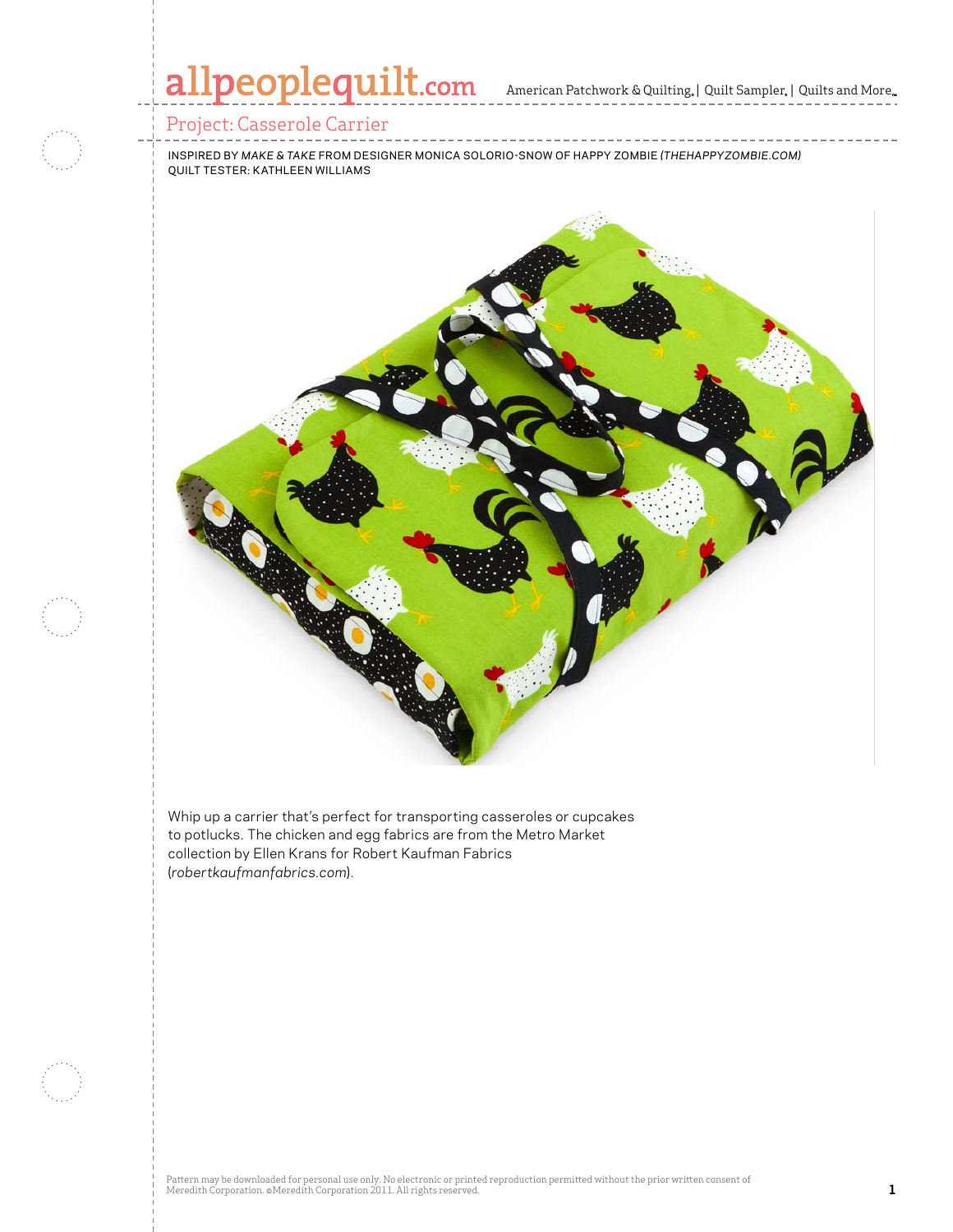# Project: Casserole Carrier

INSPIRED BY *MAKE & TAKE* FROM DESIGNER MONICA SOLORIO-SNOW OF HAPPY ZOMBIE *(THEHAPPYZOMBIE.COM)*
QUILT TESTER: KATHLEEN WILLIAMS

Whip up a carrier that's perfect for transporting casseroles or cupcakes to potlucks. The chicken and egg fabrics are from the Metro Market collection by Ellen Krans for Robert Kaufman Fabrics (*robertkaufmanfabrics.com*).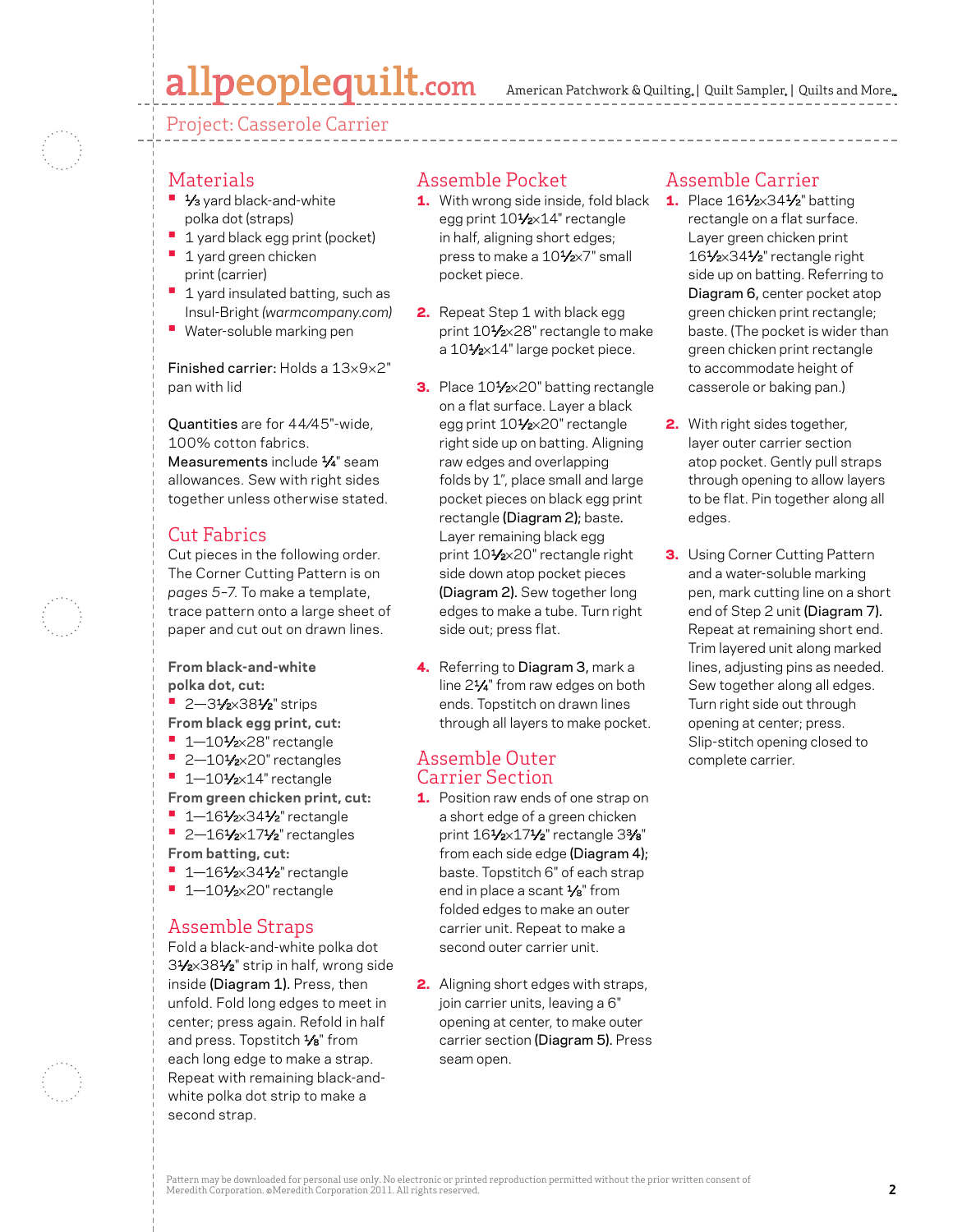# Project: Casserole Carrier

## Materials

- 1⁄3 yard black-and-white polka dot (straps)
- 1 yard black egg print (pocket)
- 1 yard green chicken print (carrier)
- 1 yard insulated batting, such as Insul-Bright *(warmcompany.com)*
- Water-soluble marking pen

Finished carrier: Holds a 13×9×2" pan with lid

Quantities are for 44⁄45"-wide, 100% cotton fabrics. Measurements include 1⁄4" seam allowances. Sew with right sides together unless otherwise stated.

## Cut Fabrics

Cut pieces in the following order. The Corner Cutting Pattern is on *pages 5–7.* To make a template, trace pattern onto a large sheet of paper and cut out on drawn lines.

**From black-and-white polka dot, cut:**
- 2—3½×38½" strips

**From black egg print, cut:**
- 1—10½×28" rectangle
- 2—10½×20" rectangles
- 1—10½×14" rectangle

**From green chicken print, cut:**
- 1—16½×34½" rectangle
- 2—16½×17½" rectangles

**From batting, cut:**
- 1—16½×34½" rectangle
- 1—10½×20" rectangle

## Assemble Straps

Fold a black-and-white polka dot 3½×38½" strip in half, wrong side inside **(Diagram 1).** Press, then unfold. Fold long edges to meet in center; press again. Refold in half and press. Topstitch 1⁄8" from each long edge to make a strap. Repeat with remaining black-and-white polka dot strip to make a second strap.

## Assemble Pocket

1. With wrong side inside, fold black egg print 10½×14" rectangle in half, aligning short edges; press to make a 10½×7" small pocket piece.
2. Repeat Step 1 with black egg print 10½×28" rectangle to make a 10½×14" large pocket piece.
3. Place 10½×20" batting rectangle on a flat surface. Layer a black egg print 10½×20" rectangle right side up on batting. Aligning raw edges and overlapping folds by 1", place small and large pocket pieces on black egg print rectangle **(Diagram 2);** baste. Layer remaining black egg print 10½×20" rectangle right side down atop pocket pieces **(Diagram 2).** Sew together long edges to make a tube. Turn right side out; press flat.
4. Referring to **Diagram 3,** mark a line 2¼" from raw edges on both ends. Topstitch on drawn lines through all layers to make pocket.

## Assemble Outer Carrier Section

1. Position raw ends of one strap on a short edge of a green chicken print 16½×17½" rectangle 3⅜" from each side edge **(Diagram 4);** baste. Topstitch 6" of each strap end in place a scant 1⁄8" from folded edges to make an outer carrier unit. Repeat to make a second outer carrier unit.
2. Aligning short edges with straps, join carrier units, leaving a 6" opening at center, to make outer carrier section **(Diagram 5).** Press seam open.

## Assemble Carrier

1. Place 16½×34½" batting rectangle on a flat surface. Layer green chicken print 16½×34½" rectangle right side up on batting. Referring to **Diagram 6,** center pocket atop green chicken print rectangle; baste. (The pocket is wider than green chicken print rectangle to accommodate height of casserole or baking pan.)
2. With right sides together, layer outer carrier section atop pocket. Gently pull straps through opening to allow layers to be flat. Pin together along all edges.
3. Using Corner Cutting Pattern and a water-soluble marking pen, mark cutting line on a short end of Step 2 unit **(Diagram 7).** Repeat at remaining short end. Trim layered unit along marked lines, adjusting pins as needed. Sew together along all edges. Turn right side out through opening at center; press. Slip-stitch opening closed to complete carrier.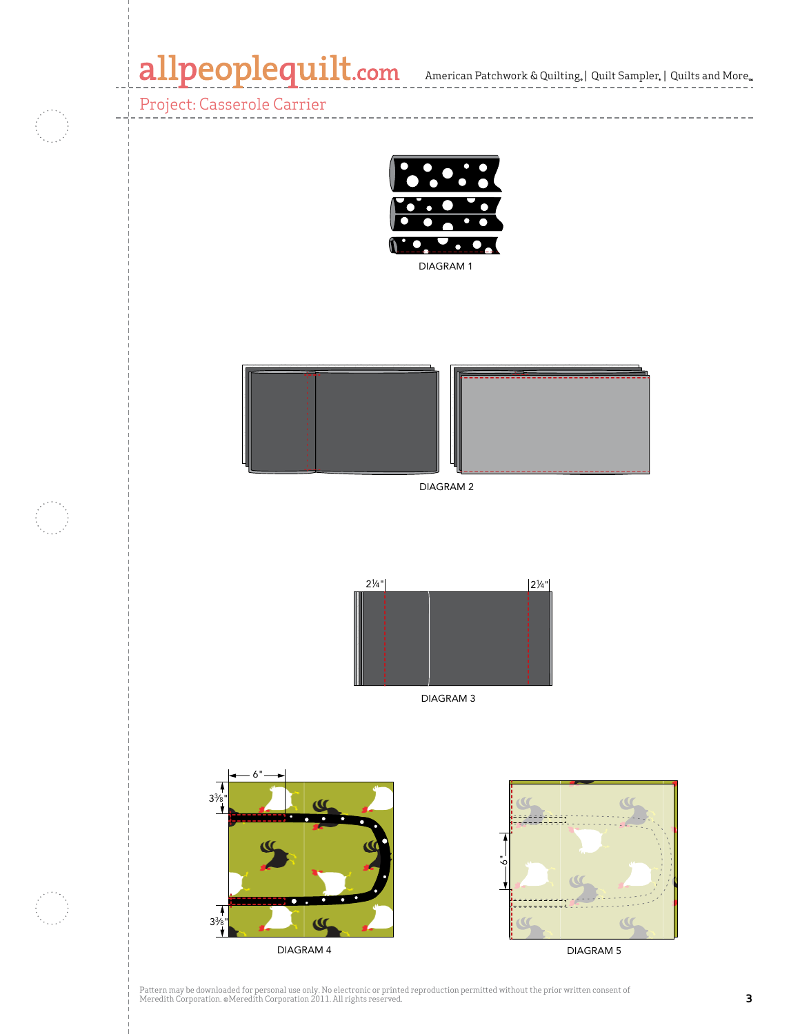Project: Casserole Carrier

DIAGRAM 1

DIAGRAM 2

2¼" 2¼"

DIAGRAM 3

6"

3⅜"

3⅜"

DIAGRAM 4

6"

DIAGRAM 5

Pattern may be downloaded for personal use only. No electronic or printed reproduction permitted without the prior written consent of Meredith Corporation. ©Meredith Corporation 2011. All rights reserved.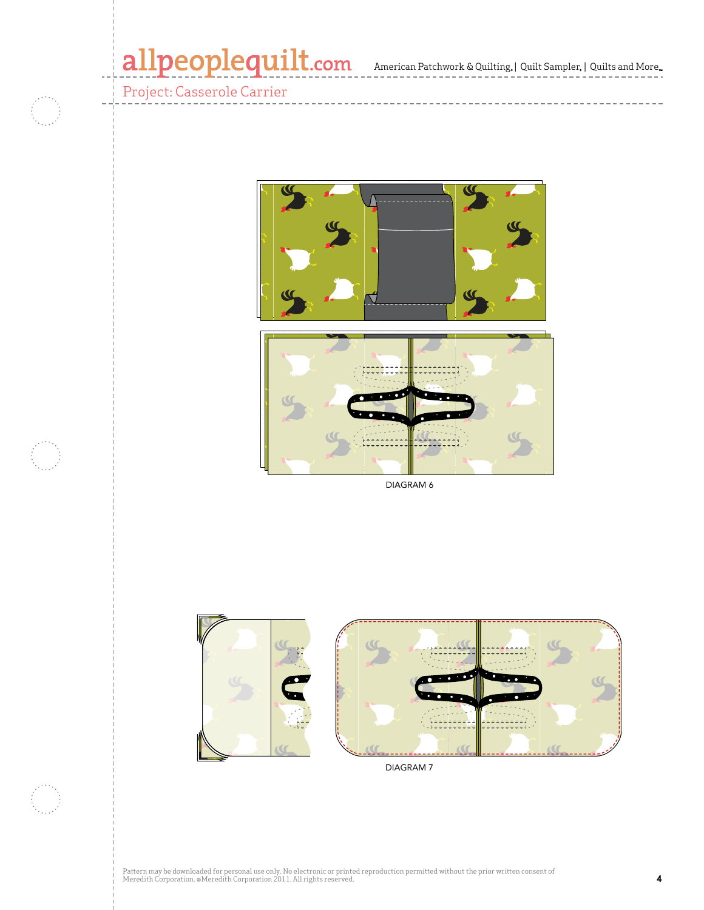DIAGRAM 6

DIAGRAM 7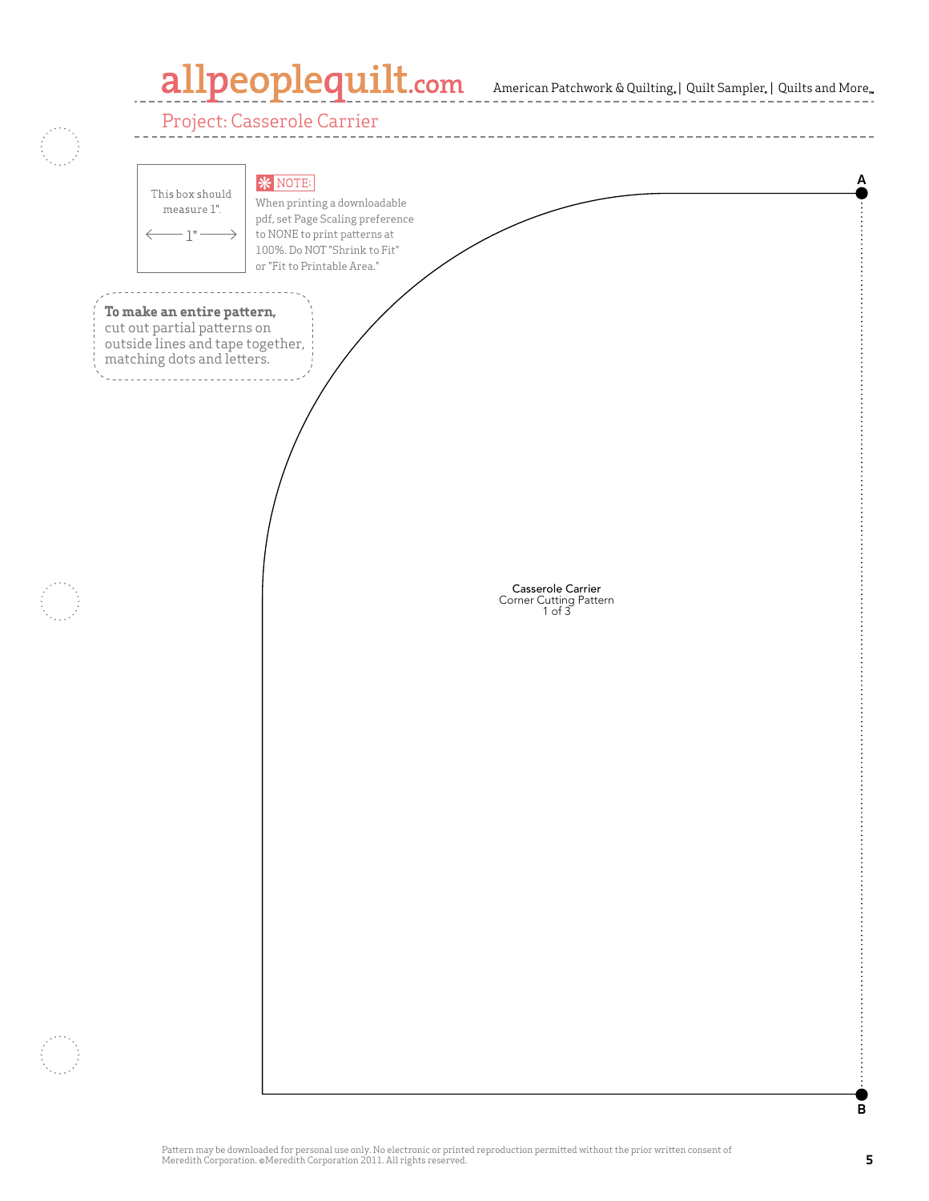Project: Casserole Carrier

This box should measure 1".

← 1" →

NOTE: When printing a downloadable pdf, set Page Scaling preference to NONE to print patterns at 100%. Do NOT "Shrink to Fit" or "Fit to Printable Area."

**To make an entire pattern,** cut out partial patterns on outside lines and tape together, matching dots and letters.

A

Casserole Carrier
Corner Cutting Pattern
1 of 3

B

Pattern may be downloaded for personal use only. No electronic or printed reproduction permitted without the prior written consent of Meredith Corporation. ©Meredith Corporation 2011. All rights reserved.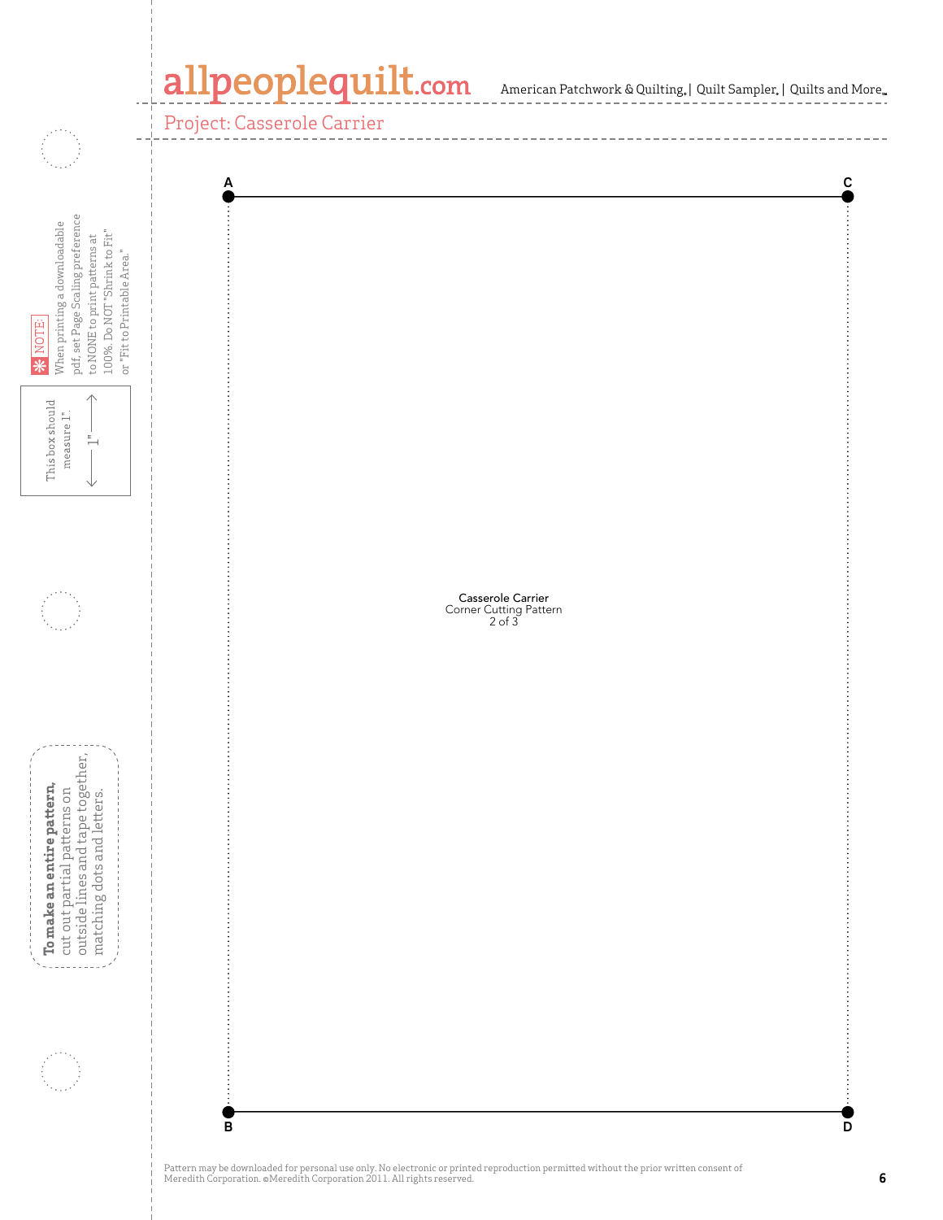# Project: Casserole Carrier

A C

Casserole Carrier
Corner Cutting Pattern
2 of 3

B D

NOTE: When printing a downloadable pdf, set Page Scaling preference to NONE to print patterns at 100%. Do NOT "Shrink to Fit" or "Fit to Printable Area."

This box should measure 1". 1"

**To make an entire pattern,** cut out partial patterns on outside lines and tape together, matching dots and letters.

Pattern may be downloaded for personal use only. No electronic or printed reproduction permitted without the prior written consent of Meredith Corporation. ©Meredith Corporation 2011. All rights reserved.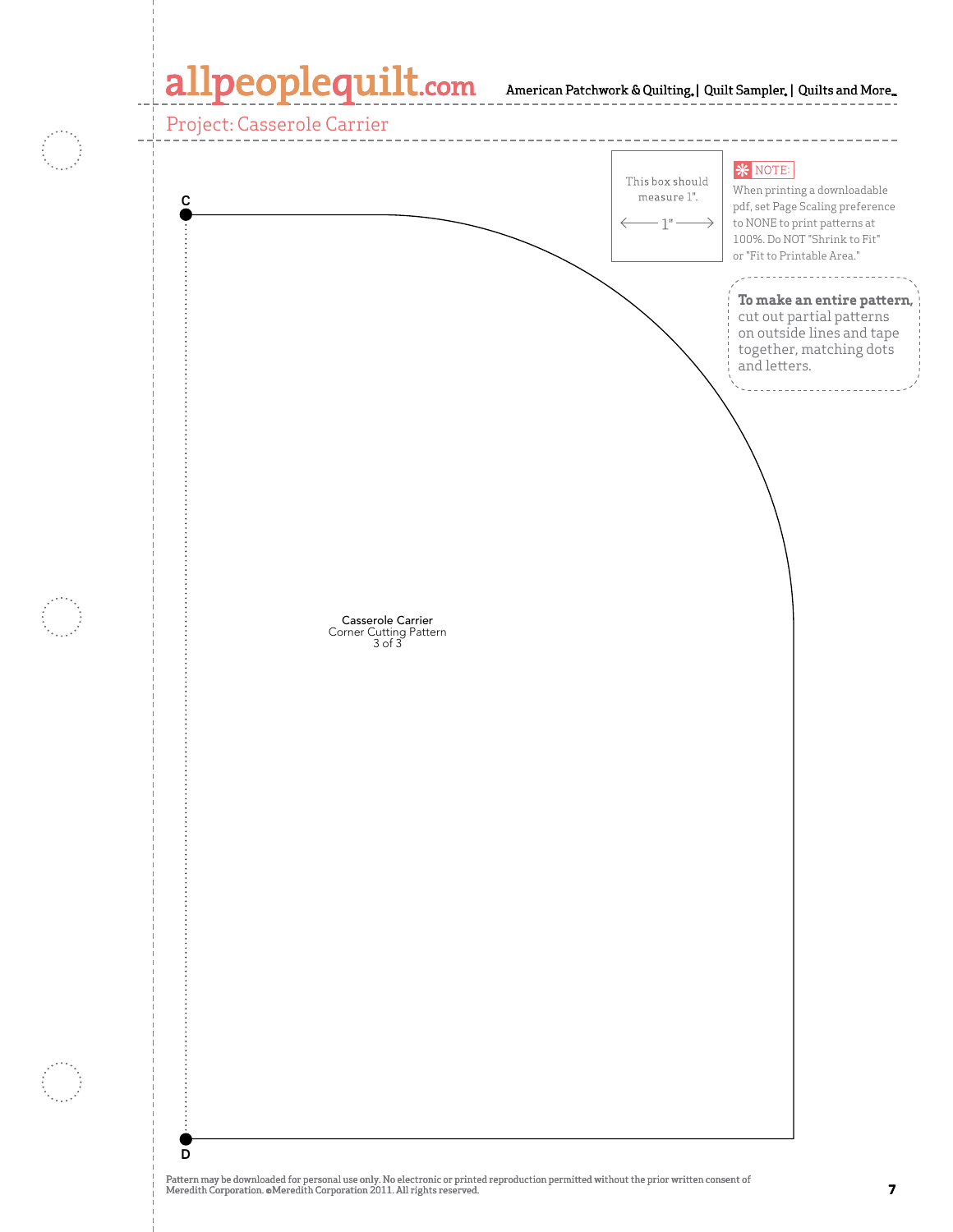Project: Casserole Carrier

This box should measure 1".

← 1" →

**NOTE:** When printing a downloadable pdf, set Page Scaling preference to NONE to print patterns at 100%. Do NOT "Shrink to Fit" or "Fit to Printable Area."

**To make an entire pattern,** cut out partial patterns on outside lines and tape together, matching dots and letters.

C

Casserole Carrier
Corner Cutting Pattern
3 of 3

D

Pattern may be downloaded for personal use only. No electronic or printed reproduction permitted without the prior written consent of Meredith Corporation. ©Meredith Corporation 2011. All rights reserved.